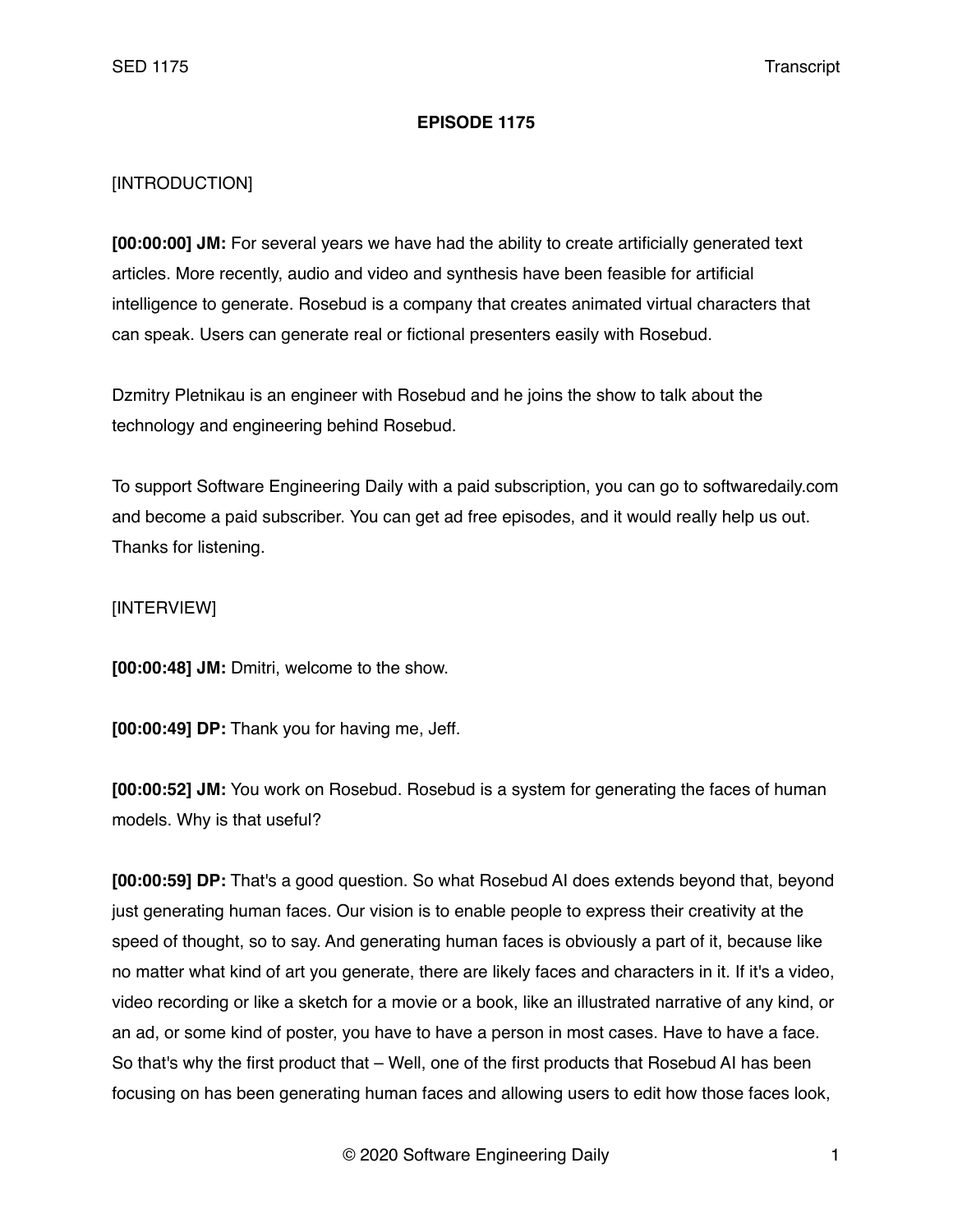**EPISODE 1175**

[INTRODUCTION]

**[00:00:00] JM:** For several years we have had the ability to create artificially generated text articles. More recently, audio and video and synthesis have been feasible for artificial intelligence to generate. Rosebud is a company that creates animated virtual characters that can speak. Users can generate real or fictional presenters easily with Rosebud.

Dzmitry Pletnikau is an engineer with Rosebud and he joins the show to talk about the technology and engineering behind Rosebud.

To support Software Engineering Daily with a paid subscription, you can go to softwaredaily.com and become a paid subscriber. You can get ad free episodes, and it would really help us out. Thanks for listening.

[INTERVIEW]

**[00:00:48] JM:** Dmitri, welcome to the show.

**[00:00:49] DP:** Thank you for having me, Jeff.

**[00:00:52] JM:** You work on Rosebud. Rosebud is a system for generating the faces of human models. Why is that useful?

**[00:00:59] DP:** That's a good question. So what Rosebud AI does extends beyond that, beyond just generating human faces. Our vision is to enable people to express their creativity at the speed of thought, so to say. And generating human faces is obviously a part of it, because like no matter what kind of art you generate, there are likely faces and characters in it. If it's a video, video recording or like a sketch for a movie or a book, like an illustrated narrative of any kind, or an ad, or some kind of poster, you have to have a person in most cases. Have to have a face. So that's why the first product that – Well, one of the first products that Rosebud AI has been focusing on has been generating human faces and allowing users to edit how those faces look,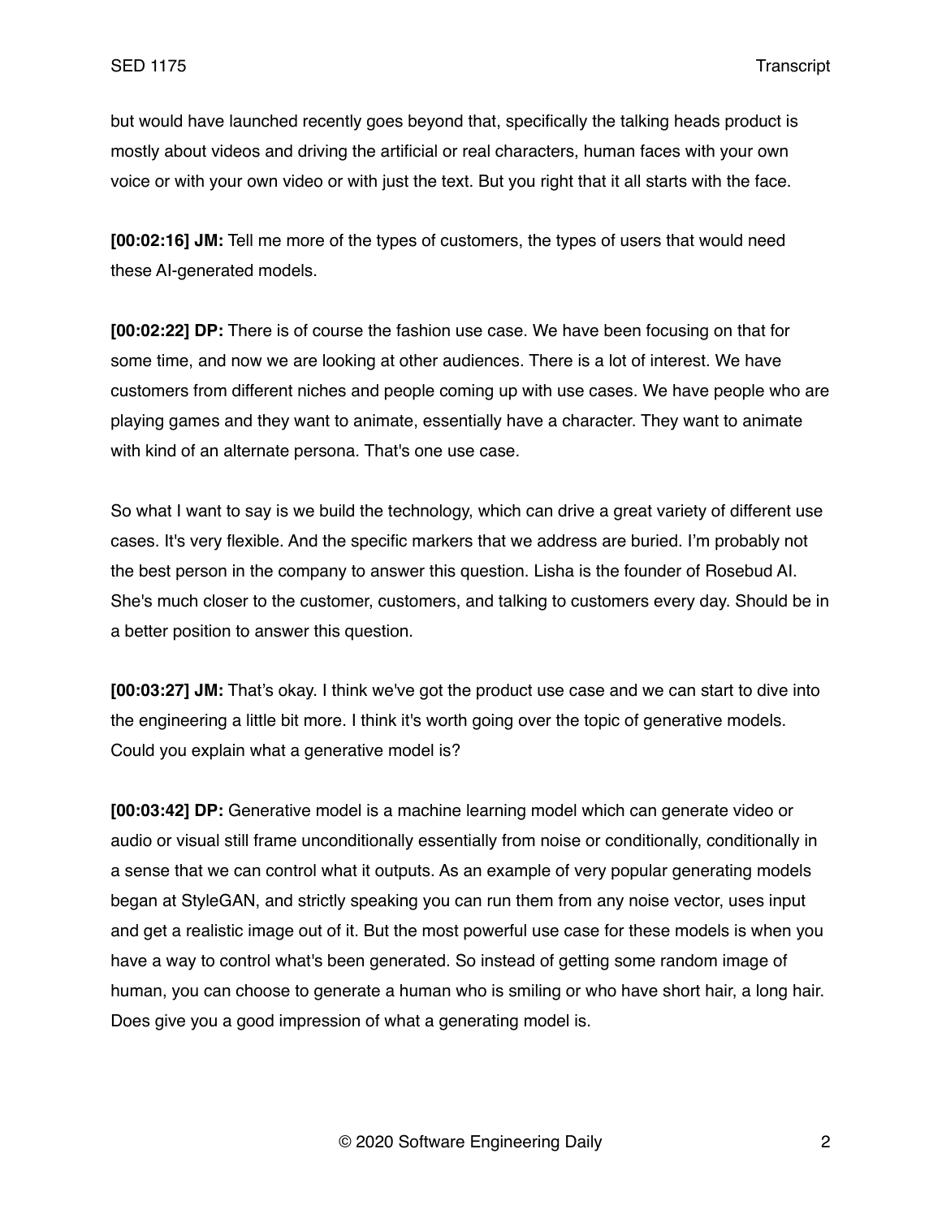but would have launched recently goes beyond that, specifically the talking heads product is mostly about videos and driving the artificial or real characters, human faces with your own voice or with your own video or with just the text. But you right that it all starts with the face.

**[00:02:16] JM:** Tell me more of the types of customers, the types of users that would need these AI-generated models.

**[00:02:22] DP:** There is of course the fashion use case. We have been focusing on that for some time, and now we are looking at other audiences. There is a lot of interest. We have customers from different niches and people coming up with use cases. We have people who are playing games and they want to animate, essentially have a character. They want to animate with kind of an alternate persona. That's one use case.

So what I want to say is we build the technology, which can drive a great variety of different use cases. It's very flexible. And the specific markers that we address are buried. I'm probably not the best person in the company to answer this question. Lisha is the founder of Rosebud AI. She's much closer to the customer, customers, and talking to customers every day. Should be in a better position to answer this question.

**[00:03:27] JM:** That's okay. I think we've got the product use case and we can start to dive into the engineering a little bit more. I think it's worth going over the topic of generative models. Could you explain what a generative model is?

**[00:03:42] DP:** Generative model is a machine learning model which can generate video or audio or visual still frame unconditionally essentially from noise or conditionally, conditionally in a sense that we can control what it outputs. As an example of very popular generating models began at StyleGAN, and strictly speaking you can run them from any noise vector, uses input and get a realistic image out of it. But the most powerful use case for these models is when you have a way to control what's been generated. So instead of getting some random image of human, you can choose to generate a human who is smiling or who have short hair, a long hair. Does give you a good impression of what a generating model is.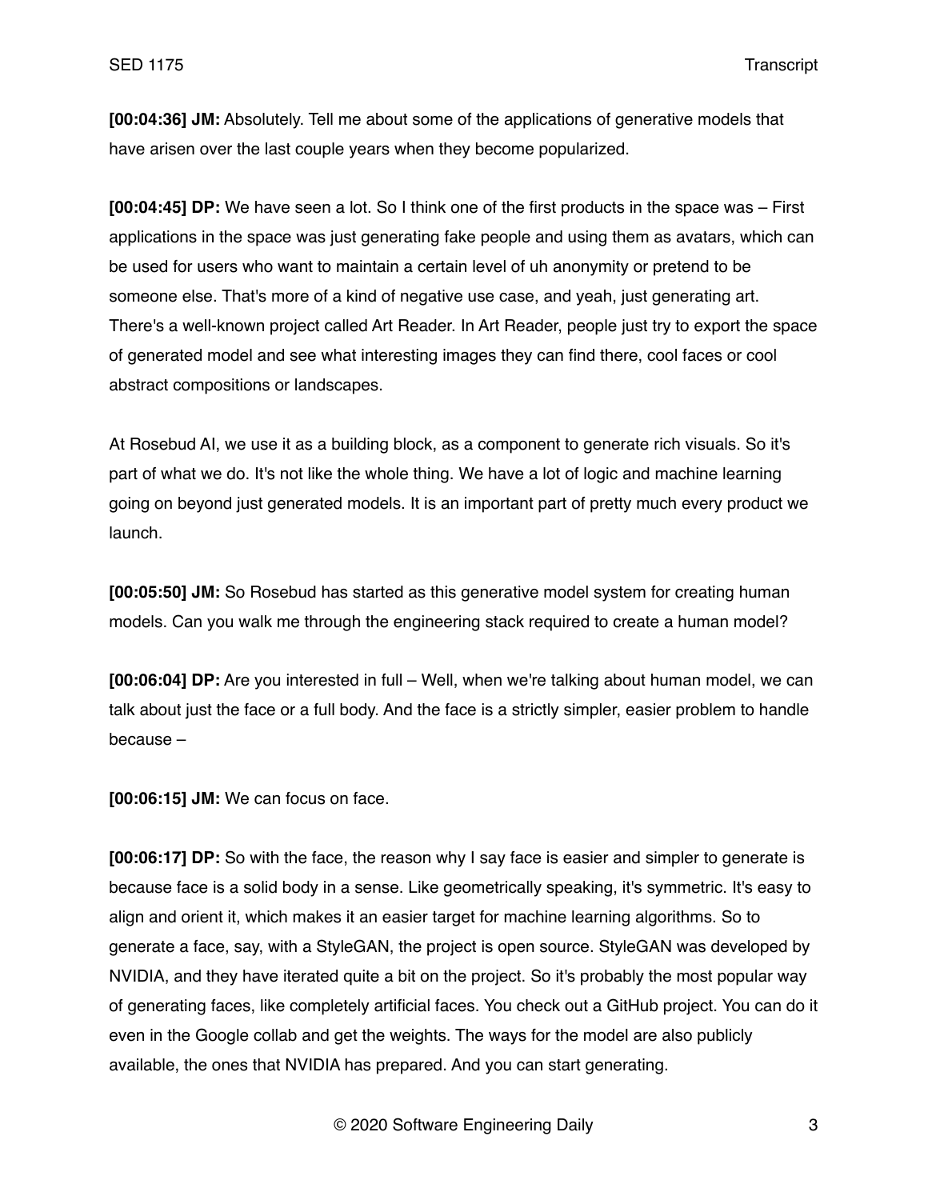**[00:04:36] JM:** Absolutely. Tell me about some of the applications of generative models that have arisen over the last couple years when they become popularized.

**[00:04:45] DP:** We have seen a lot. So I think one of the first products in the space was – First applications in the space was just generating fake people and using them as avatars, which can be used for users who want to maintain a certain level of uh anonymity or pretend to be someone else. That's more of a kind of negative use case, and yeah, just generating art. There's a well-known project called Art Reader. In Art Reader, people just try to export the space of generated model and see what interesting images they can find there, cool faces or cool abstract compositions or landscapes.

At Rosebud AI, we use it as a building block, as a component to generate rich visuals. So it's part of what we do. It's not like the whole thing. We have a lot of logic and machine learning going on beyond just generated models. It is an important part of pretty much every product we launch.

**[00:05:50] JM:** So Rosebud has started as this generative model system for creating human models. Can you walk me through the engineering stack required to create a human model?

**[00:06:04] DP:** Are you interested in full – Well, when we're talking about human model, we can talk about just the face or a full body. And the face is a strictly simpler, easier problem to handle because –

**[00:06:15] JM:** We can focus on face.

**[00:06:17] DP:** So with the face, the reason why I say face is easier and simpler to generate is because face is a solid body in a sense. Like geometrically speaking, it's symmetric. It's easy to align and orient it, which makes it an easier target for machine learning algorithms. So to generate a face, say, with a StyleGAN, the project is open source. StyleGAN was developed by NVIDIA, and they have iterated quite a bit on the project. So it's probably the most popular way of generating faces, like completely artificial faces. You check out a GitHub project. You can do it even in the Google collab and get the weights. The ways for the model are also publicly available, the ones that NVIDIA has prepared. And you can start generating.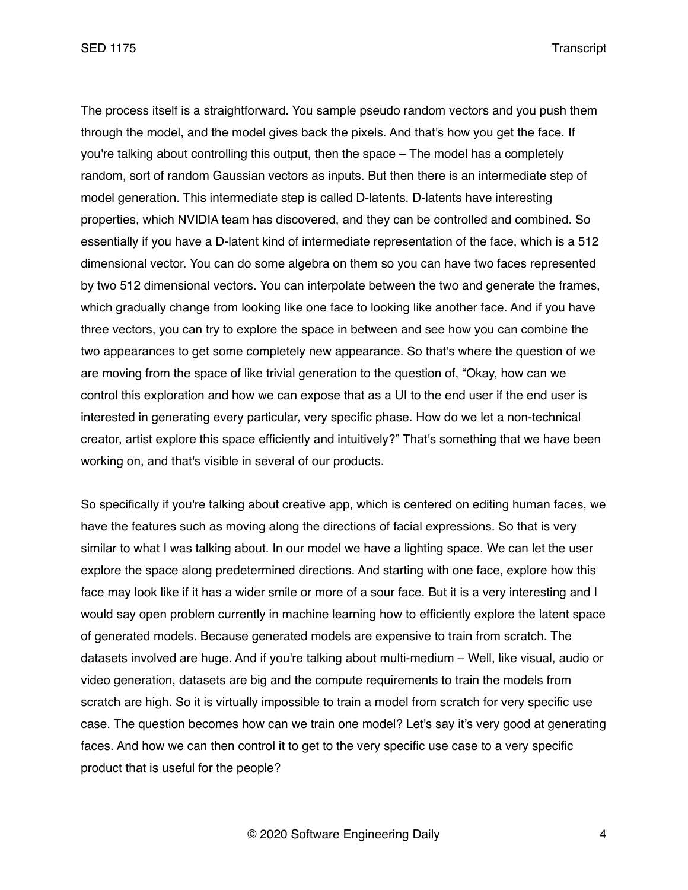The process itself is a straightforward. You sample pseudo random vectors and you push them through the model, and the model gives back the pixels. And that's how you get the face. If you're talking about controlling this output, then the space – The model has a completely random, sort of random Gaussian vectors as inputs. But then there is an intermediate step of model generation. This intermediate step is called D-latents. D-latents have interesting properties, which NVIDIA team has discovered, and they can be controlled and combined. So essentially if you have a D-latent kind of intermediate representation of the face, which is a 512 dimensional vector. You can do some algebra on them so you can have two faces represented by two 512 dimensional vectors. You can interpolate between the two and generate the frames, which gradually change from looking like one face to looking like another face. And if you have three vectors, you can try to explore the space in between and see how you can combine the two appearances to get some completely new appearance. So that's where the question of we are moving from the space of like trivial generation to the question of, "Okay, how can we control this exploration and how we can expose that as a UI to the end user if the end user is interested in generating every particular, very specific phase. How do we let a non-technical creator, artist explore this space efficiently and intuitively?" That's something that we have been working on, and that's visible in several of our products.

So specifically if you're talking about creative app, which is centered on editing human faces, we have the features such as moving along the directions of facial expressions. So that is very similar to what I was talking about. In our model we have a lighting space. We can let the user explore the space along predetermined directions. And starting with one face, explore how this face may look like if it has a wider smile or more of a sour face. But it is a very interesting and I would say open problem currently in machine learning how to efficiently explore the latent space of generated models. Because generated models are expensive to train from scratch. The datasets involved are huge. And if you're talking about multi-medium – Well, like visual, audio or video generation, datasets are big and the compute requirements to train the models from scratch are high. So it is virtually impossible to train a model from scratch for very specific use case. The question becomes how can we train one model? Let's say it's very good at generating faces. And how we can then control it to get to the very specific use case to a very specific product that is useful for the people?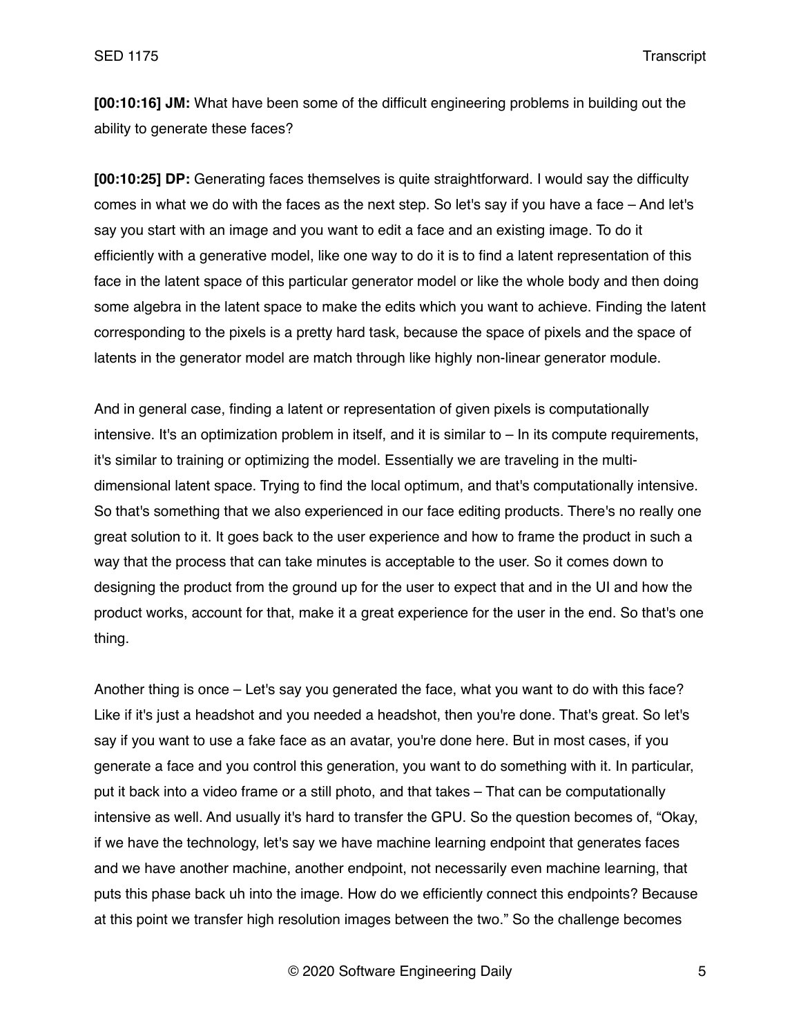**[00:10:16] JM:** What have been some of the difficult engineering problems in building out the ability to generate these faces?

**[00:10:25] DP:** Generating faces themselves is quite straightforward. I would say the difficulty comes in what we do with the faces as the next step. So let's say if you have a face – And let's say you start with an image and you want to edit a face and an existing image. To do it efficiently with a generative model, like one way to do it is to find a latent representation of this face in the latent space of this particular generator model or like the whole body and then doing some algebra in the latent space to make the edits which you want to achieve. Finding the latent corresponding to the pixels is a pretty hard task, because the space of pixels and the space of latents in the generator model are match through like highly non-linear generator module.

And in general case, finding a latent or representation of given pixels is computationally intensive. It's an optimization problem in itself, and it is similar to – In its compute requirements, it's similar to training or optimizing the model. Essentially we are traveling in the multi-dimensional latent space. Trying to find the local optimum, and that's computationally intensive. So that's something that we also experienced in our face editing products. There's no really one great solution to it. It goes back to the user experience and how to frame the product in such a way that the process that can take minutes is acceptable to the user. So it comes down to designing the product from the ground up for the user to expect that and in the UI and how the product works, account for that, make it a great experience for the user in the end. So that's one thing.

Another thing is once – Let's say you generated the face, what you want to do with this face? Like if it's just a headshot and you needed a headshot, then you're done. That's great. So let's say if you want to use a fake face as an avatar, you're done here. But in most cases, if you generate a face and you control this generation, you want to do something with it. In particular, put it back into a video frame or a still photo, and that takes – That can be computationally intensive as well. And usually it's hard to transfer the GPU. So the question becomes of, "Okay, if we have the technology, let's say we have machine learning endpoint that generates faces and we have another machine, another endpoint, not necessarily even machine learning, that puts this phase back uh into the image. How do we efficiently connect this endpoints? Because at this point we transfer high resolution images between the two." So the challenge becomes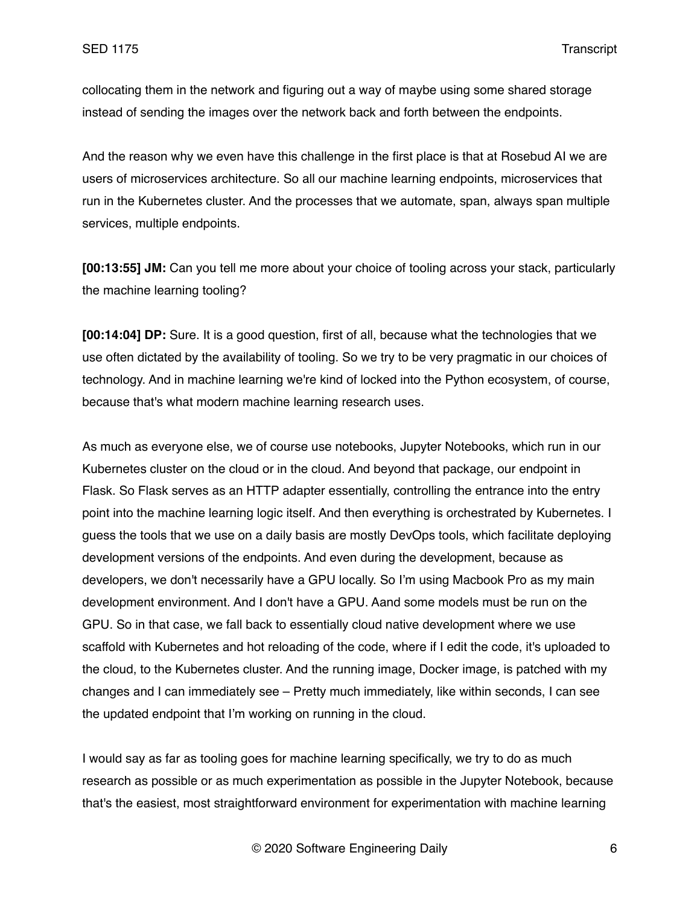collocating them in the network and figuring out a way of maybe using some shared storage instead of sending the images over the network back and forth between the endpoints.

And the reason why we even have this challenge in the first place is that at Rosebud AI we are users of microservices architecture. So all our machine learning endpoints, microservices that run in the Kubernetes cluster. And the processes that we automate, span, always span multiple services, multiple endpoints.

**[00:13:55] JM:** Can you tell me more about your choice of tooling across your stack, particularly the machine learning tooling?

**[00:14:04] DP:** Sure. It is a good question, first of all, because what the technologies that we use often dictated by the availability of tooling. So we try to be very pragmatic in our choices of technology. And in machine learning we're kind of locked into the Python ecosystem, of course, because that's what modern machine learning research uses.

As much as everyone else, we of course use notebooks, Jupyter Notebooks, which run in our Kubernetes cluster on the cloud or in the cloud. And beyond that package, our endpoint in Flask. So Flask serves as an HTTP adapter essentially, controlling the entrance into the entry point into the machine learning logic itself. And then everything is orchestrated by Kubernetes. I guess the tools that we use on a daily basis are mostly DevOps tools, which facilitate deploying development versions of the endpoints. And even during the development, because as developers, we don't necessarily have a GPU locally. So I'm using Macbook Pro as my main development environment. And I don't have a GPU. Aand some models must be run on the GPU. So in that case, we fall back to essentially cloud native development where we use scaffold with Kubernetes and hot reloading of the code, where if I edit the code, it's uploaded to the cloud, to the Kubernetes cluster. And the running image, Docker image, is patched with my changes and I can immediately see – Pretty much immediately, like within seconds, I can see the updated endpoint that I'm working on running in the cloud.

I would say as far as tooling goes for machine learning specifically, we try to do as much research as possible or as much experimentation as possible in the Jupyter Notebook, because that's the easiest, most straightforward environment for experimentation with machine learning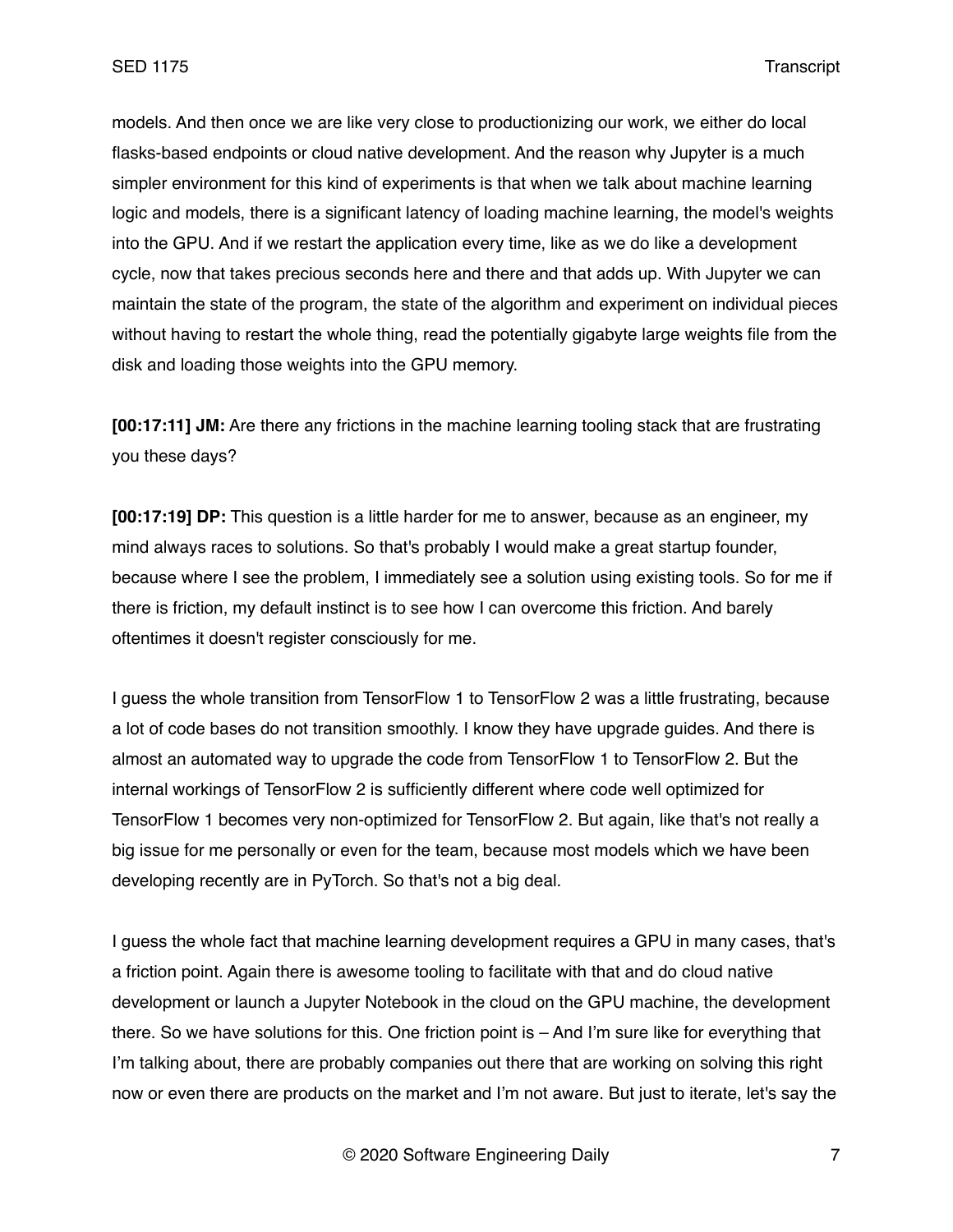models. And then once we are like very close to productionizing our work, we either do local flasks-based endpoints or cloud native development. And the reason why Jupyter is a much simpler environment for this kind of experiments is that when we talk about machine learning logic and models, there is a significant latency of loading machine learning, the model's weights into the GPU. And if we restart the application every time, like as we do like a development cycle, now that takes precious seconds here and there and that adds up. With Jupyter we can maintain the state of the program, the state of the algorithm and experiment on individual pieces without having to restart the whole thing, read the potentially gigabyte large weights file from the disk and loading those weights into the GPU memory.

**[00:17:11] JM:** Are there any frictions in the machine learning tooling stack that are frustrating you these days?

**[00:17:19] DP:** This question is a little harder for me to answer, because as an engineer, my mind always races to solutions. So that's probably I would make a great startup founder, because where I see the problem, I immediately see a solution using existing tools. So for me if there is friction, my default instinct is to see how I can overcome this friction. And barely oftentimes it doesn't register consciously for me.

I guess the whole transition from TensorFlow 1 to TensorFlow 2 was a little frustrating, because a lot of code bases do not transition smoothly. I know they have upgrade guides. And there is almost an automated way to upgrade the code from TensorFlow 1 to TensorFlow 2. But the internal workings of TensorFlow 2 is sufficiently different where code well optimized for TensorFlow 1 becomes very non-optimized for TensorFlow 2. But again, like that's not really a big issue for me personally or even for the team, because most models which we have been developing recently are in PyTorch. So that's not a big deal.

I guess the whole fact that machine learning development requires a GPU in many cases, that's a friction point. Again there is awesome tooling to facilitate with that and do cloud native development or launch a Jupyter Notebook in the cloud on the GPU machine, the development there. So we have solutions for this. One friction point is – And I'm sure like for everything that I'm talking about, there are probably companies out there that are working on solving this right now or even there are products on the market and I'm not aware. But just to iterate, let's say the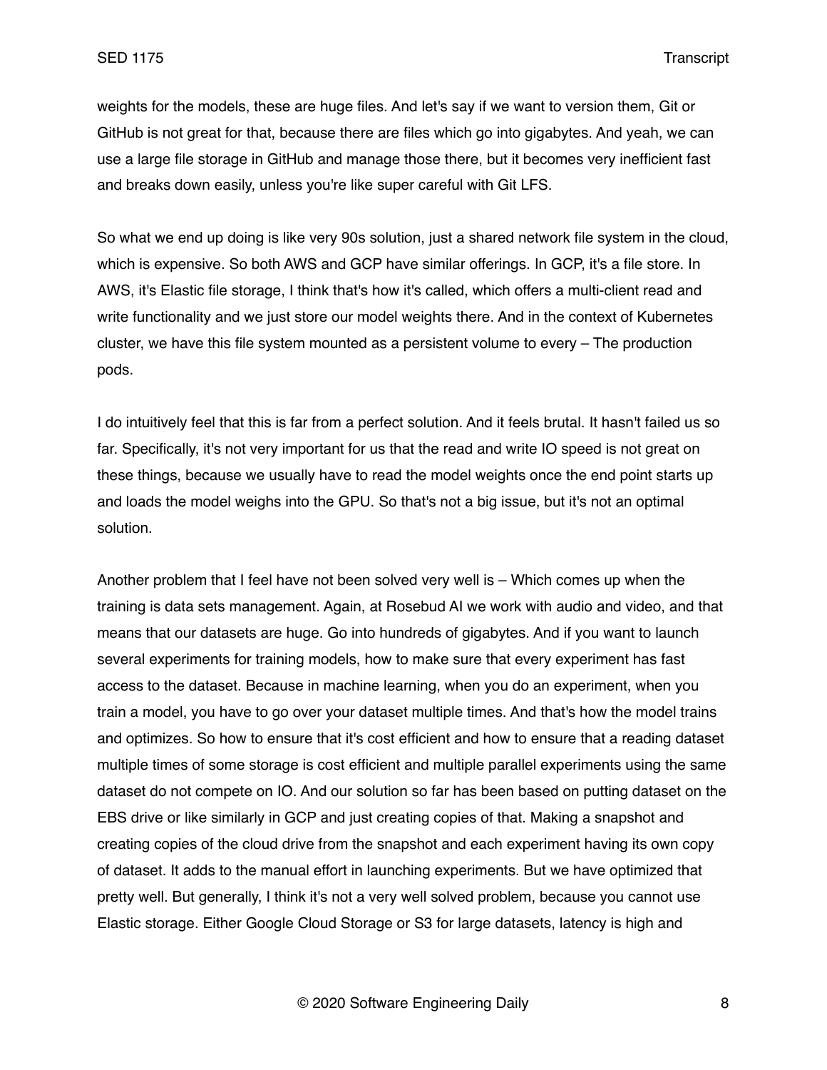weights for the models, these are huge files. And let's say if we want to version them, Git or GitHub is not great for that, because there are files which go into gigabytes. And yeah, we can use a large file storage in GitHub and manage those there, but it becomes very inefficient fast and breaks down easily, unless you're like super careful with Git LFS.

So what we end up doing is like very 90s solution, just a shared network file system in the cloud, which is expensive. So both AWS and GCP have similar offerings. In GCP, it's a file store. In AWS, it's Elastic file storage, I think that's how it's called, which offers a multi-client read and write functionality and we just store our model weights there. And in the context of Kubernetes cluster, we have this file system mounted as a persistent volume to every – The production pods.

I do intuitively feel that this is far from a perfect solution. And it feels brutal. It hasn't failed us so far. Specifically, it's not very important for us that the read and write IO speed is not great on these things, because we usually have to read the model weights once the end point starts up and loads the model weighs into the GPU. So that's not a big issue, but it's not an optimal solution.

Another problem that I feel have not been solved very well is – Which comes up when the training is data sets management. Again, at Rosebud AI we work with audio and video, and that means that our datasets are huge. Go into hundreds of gigabytes. And if you want to launch several experiments for training models, how to make sure that every experiment has fast access to the dataset. Because in machine learning, when you do an experiment, when you train a model, you have to go over your dataset multiple times. And that's how the model trains and optimizes. So how to ensure that it's cost efficient and how to ensure that a reading dataset multiple times of some storage is cost efficient and multiple parallel experiments using the same dataset do not compete on IO. And our solution so far has been based on putting dataset on the EBS drive or like similarly in GCP and just creating copies of that. Making a snapshot and creating copies of the cloud drive from the snapshot and each experiment having its own copy of dataset. It adds to the manual effort in launching experiments. But we have optimized that pretty well. But generally, I think it's not a very well solved problem, because you cannot use Elastic storage. Either Google Cloud Storage or S3 for large datasets, latency is high and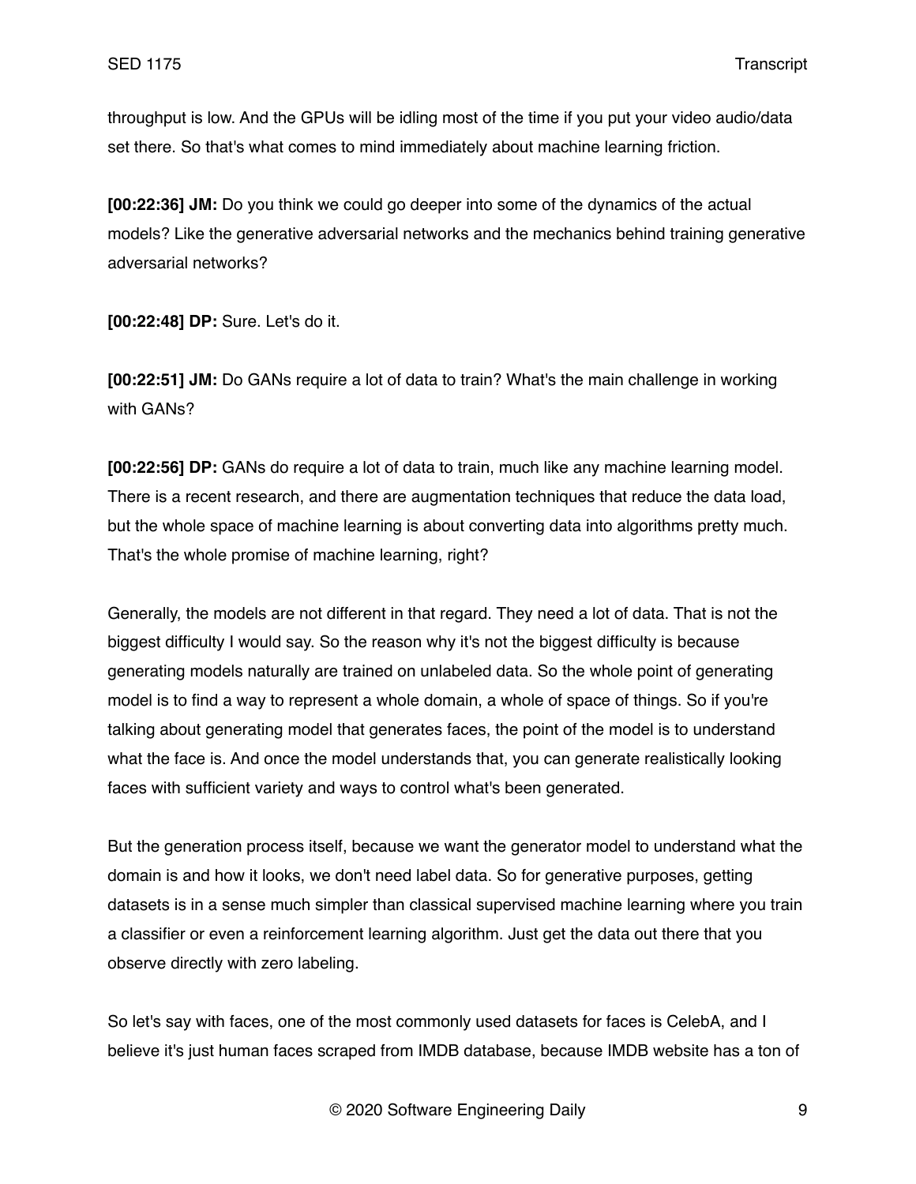throughput is low. And the GPUs will be idling most of the time if you put your video audio/data set there. So that's what comes to mind immediately about machine learning friction.

**[00:22:36] JM:** Do you think we could go deeper into some of the dynamics of the actual models? Like the generative adversarial networks and the mechanics behind training generative adversarial networks?

**[00:22:48] DP:** Sure. Let's do it.

**[00:22:51] JM:** Do GANs require a lot of data to train? What's the main challenge in working with GANs?

**[00:22:56] DP:** GANs do require a lot of data to train, much like any machine learning model. There is a recent research, and there are augmentation techniques that reduce the data load, but the whole space of machine learning is about converting data into algorithms pretty much. That's the whole promise of machine learning, right?

Generally, the models are not different in that regard. They need a lot of data. That is not the biggest difficulty I would say. So the reason why it's not the biggest difficulty is because generating models naturally are trained on unlabeled data. So the whole point of generating model is to find a way to represent a whole domain, a whole of space of things. So if you're talking about generating model that generates faces, the point of the model is to understand what the face is. And once the model understands that, you can generate realistically looking faces with sufficient variety and ways to control what's been generated.

But the generation process itself, because we want the generator model to understand what the domain is and how it looks, we don't need label data. So for generative purposes, getting datasets is in a sense much simpler than classical supervised machine learning where you train a classifier or even a reinforcement learning algorithm. Just get the data out there that you observe directly with zero labeling.

So let's say with faces, one of the most commonly used datasets for faces is CelebA, and I believe it's just human faces scraped from IMDB database, because IMDB website has a ton of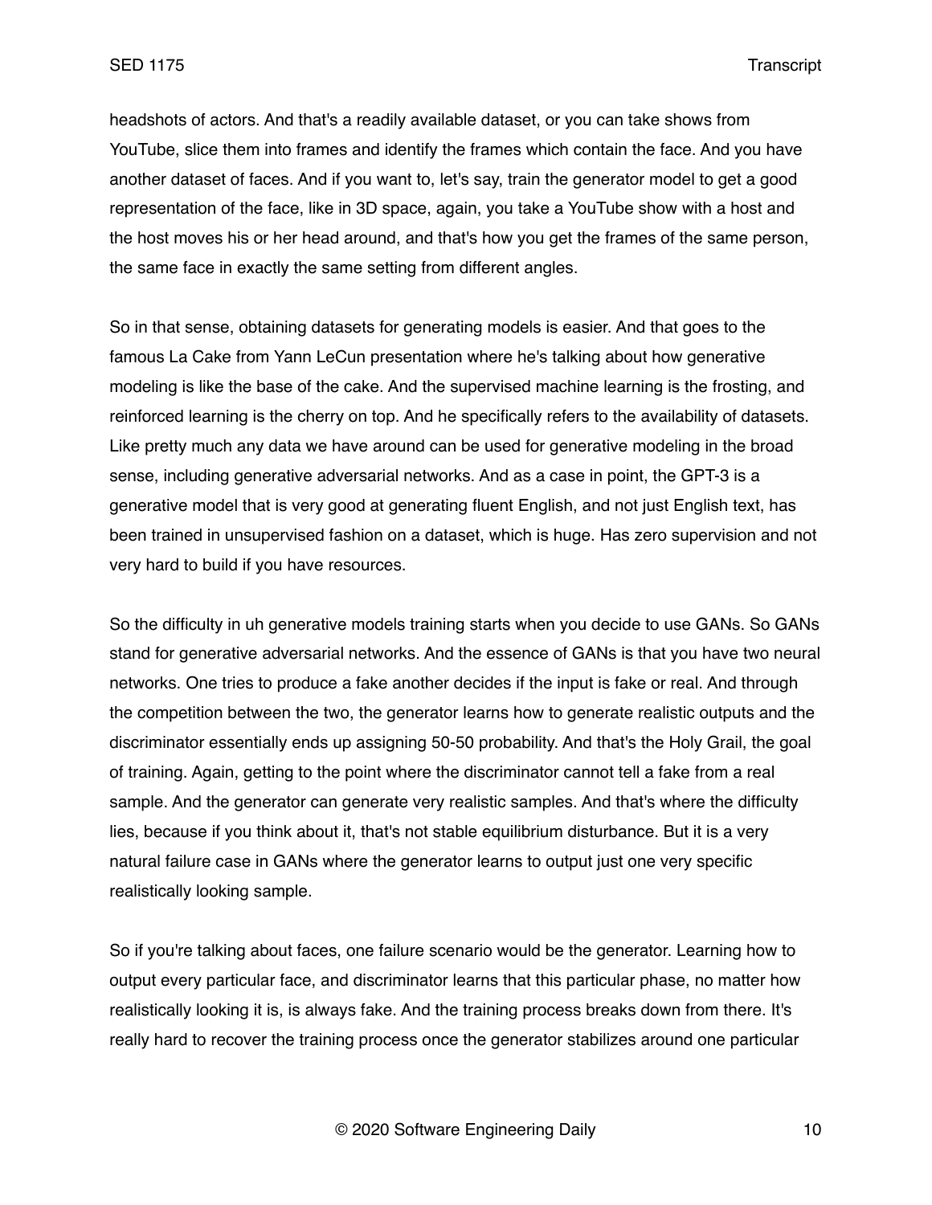headshots of actors. And that's a readily available dataset, or you can take shows from YouTube, slice them into frames and identify the frames which contain the face. And you have another dataset of faces. And if you want to, let's say, train the generator model to get a good representation of the face, like in 3D space, again, you take a YouTube show with a host and the host moves his or her head around, and that's how you get the frames of the same person, the same face in exactly the same setting from different angles.

So in that sense, obtaining datasets for generating models is easier. And that goes to the famous La Cake from Yann LeCun presentation where he's talking about how generative modeling is like the base of the cake. And the supervised machine learning is the frosting, and reinforced learning is the cherry on top. And he specifically refers to the availability of datasets. Like pretty much any data we have around can be used for generative modeling in the broad sense, including generative adversarial networks. And as a case in point, the GPT-3 is a generative model that is very good at generating fluent English, and not just English text, has been trained in unsupervised fashion on a dataset, which is huge. Has zero supervision and not very hard to build if you have resources.

So the difficulty in uh generative models training starts when you decide to use GANs. So GANs stand for generative adversarial networks. And the essence of GANs is that you have two neural networks. One tries to produce a fake another decides if the input is fake or real. And through the competition between the two, the generator learns how to generate realistic outputs and the discriminator essentially ends up assigning 50-50 probability. And that's the Holy Grail, the goal of training. Again, getting to the point where the discriminator cannot tell a fake from a real sample. And the generator can generate very realistic samples. And that's where the difficulty lies, because if you think about it, that's not stable equilibrium disturbance. But it is a very natural failure case in GANs where the generator learns to output just one very specific realistically looking sample.

So if you're talking about faces, one failure scenario would be the generator. Learning how to output every particular face, and discriminator learns that this particular phase, no matter how realistically looking it is, is always fake. And the training process breaks down from there. It's really hard to recover the training process once the generator stabilizes around one particular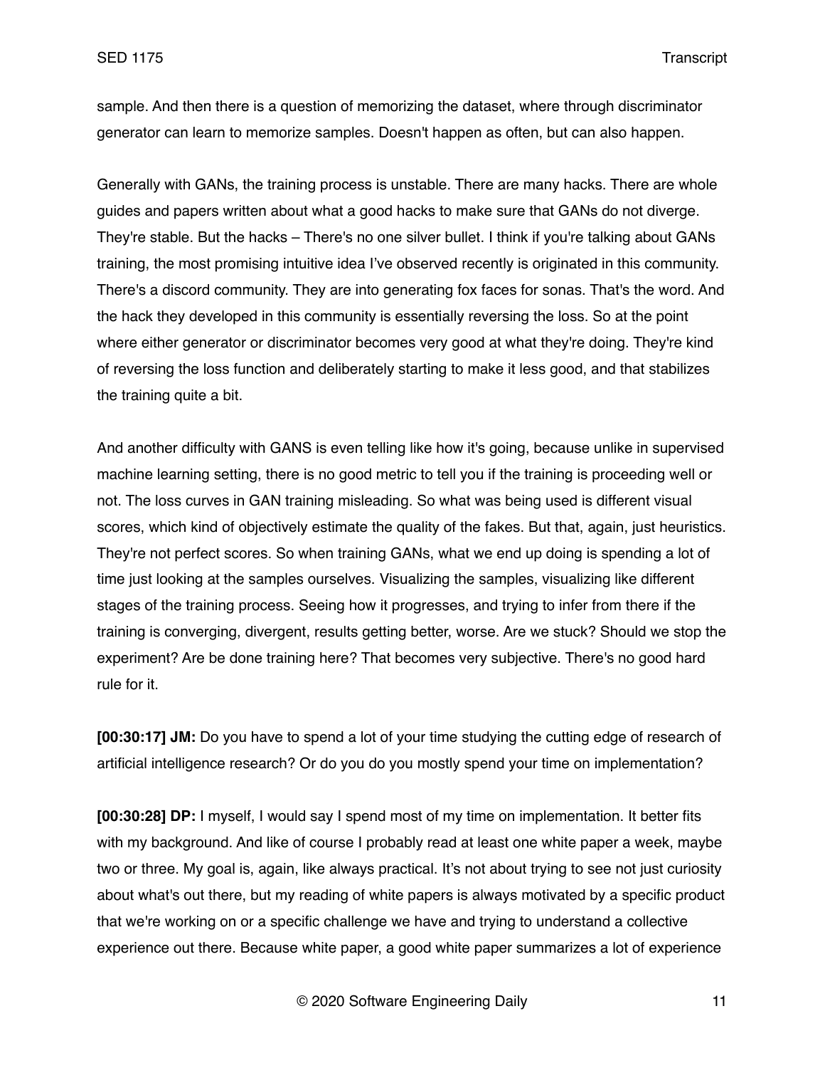sample. And then there is a question of memorizing the dataset, where through discriminator generator can learn to memorize samples. Doesn't happen as often, but can also happen.

Generally with GANs, the training process is unstable. There are many hacks. There are whole guides and papers written about what a good hacks to make sure that GANs do not diverge. They're stable. But the hacks – There's no one silver bullet. I think if you're talking about GANs training, the most promising intuitive idea I've observed recently is originated in this community. There's a discord community. They are into generating fox faces for sonas. That's the word. And the hack they developed in this community is essentially reversing the loss. So at the point where either generator or discriminator becomes very good at what they're doing. They're kind of reversing the loss function and deliberately starting to make it less good, and that stabilizes the training quite a bit.

And another difficulty with GANS is even telling like how it's going, because unlike in supervised machine learning setting, there is no good metric to tell you if the training is proceeding well or not. The loss curves in GAN training misleading. So what was being used is different visual scores, which kind of objectively estimate the quality of the fakes. But that, again, just heuristics. They're not perfect scores. So when training GANs, what we end up doing is spending a lot of time just looking at the samples ourselves. Visualizing the samples, visualizing like different stages of the training process. Seeing how it progresses, and trying to infer from there if the training is converging, divergent, results getting better, worse. Are we stuck? Should we stop the experiment? Are be done training here? That becomes very subjective. There's no good hard rule for it.

**[00:30:17] JM:** Do you have to spend a lot of your time studying the cutting edge of research of artificial intelligence research? Or do you do you mostly spend your time on implementation?

**[00:30:28] DP:** I myself, I would say I spend most of my time on implementation. It better fits with my background. And like of course I probably read at least one white paper a week, maybe two or three. My goal is, again, like always practical. It's not about trying to see not just curiosity about what's out there, but my reading of white papers is always motivated by a specific product that we're working on or a specific challenge we have and trying to understand a collective experience out there. Because white paper, a good white paper summarizes a lot of experience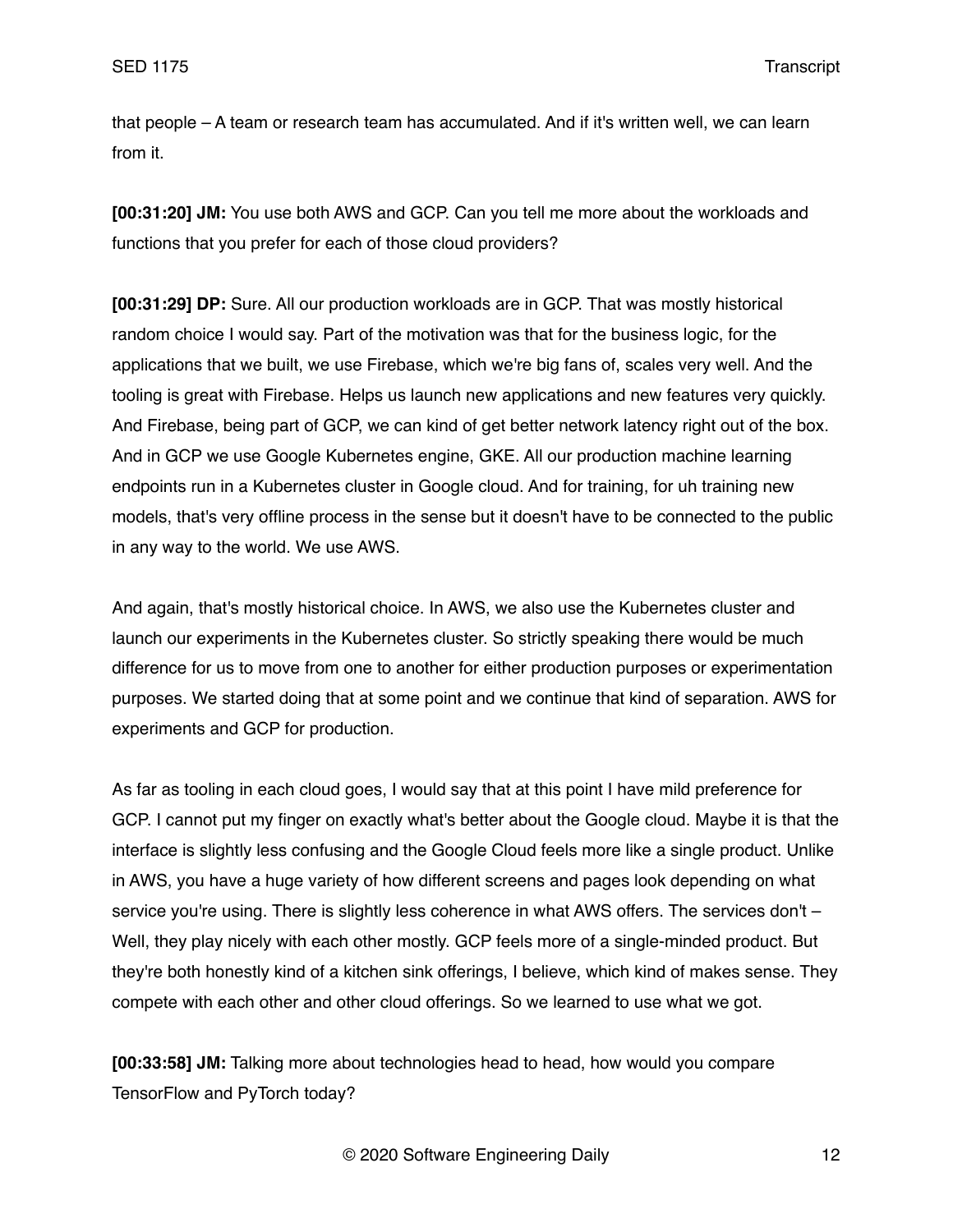that people – A team or research team has accumulated. And if it's written well, we can learn from it.

**[00:31:20] JM:** You use both AWS and GCP. Can you tell me more about the workloads and functions that you prefer for each of those cloud providers?

**[00:31:29] DP:** Sure. All our production workloads are in GCP. That was mostly historical random choice I would say. Part of the motivation was that for the business logic, for the applications that we built, we use Firebase, which we're big fans of, scales very well. And the tooling is great with Firebase. Helps us launch new applications and new features very quickly. And Firebase, being part of GCP, we can kind of get better network latency right out of the box. And in GCP we use Google Kubernetes engine, GKE. All our production machine learning endpoints run in a Kubernetes cluster in Google cloud. And for training, for uh training new models, that's very offline process in the sense but it doesn't have to be connected to the public in any way to the world. We use AWS.

And again, that's mostly historical choice. In AWS, we also use the Kubernetes cluster and launch our experiments in the Kubernetes cluster. So strictly speaking there would be much difference for us to move from one to another for either production purposes or experimentation purposes. We started doing that at some point and we continue that kind of separation. AWS for experiments and GCP for production.

As far as tooling in each cloud goes, I would say that at this point I have mild preference for GCP. I cannot put my finger on exactly what's better about the Google cloud. Maybe it is that the interface is slightly less confusing and the Google Cloud feels more like a single product. Unlike in AWS, you have a huge variety of how different screens and pages look depending on what service you're using. There is slightly less coherence in what AWS offers. The services don't – Well, they play nicely with each other mostly. GCP feels more of a single-minded product. But they're both honestly kind of a kitchen sink offerings, I believe, which kind of makes sense. They compete with each other and other cloud offerings. So we learned to use what we got.

**[00:33:58] JM:** Talking more about technologies head to head, how would you compare TensorFlow and PyTorch today?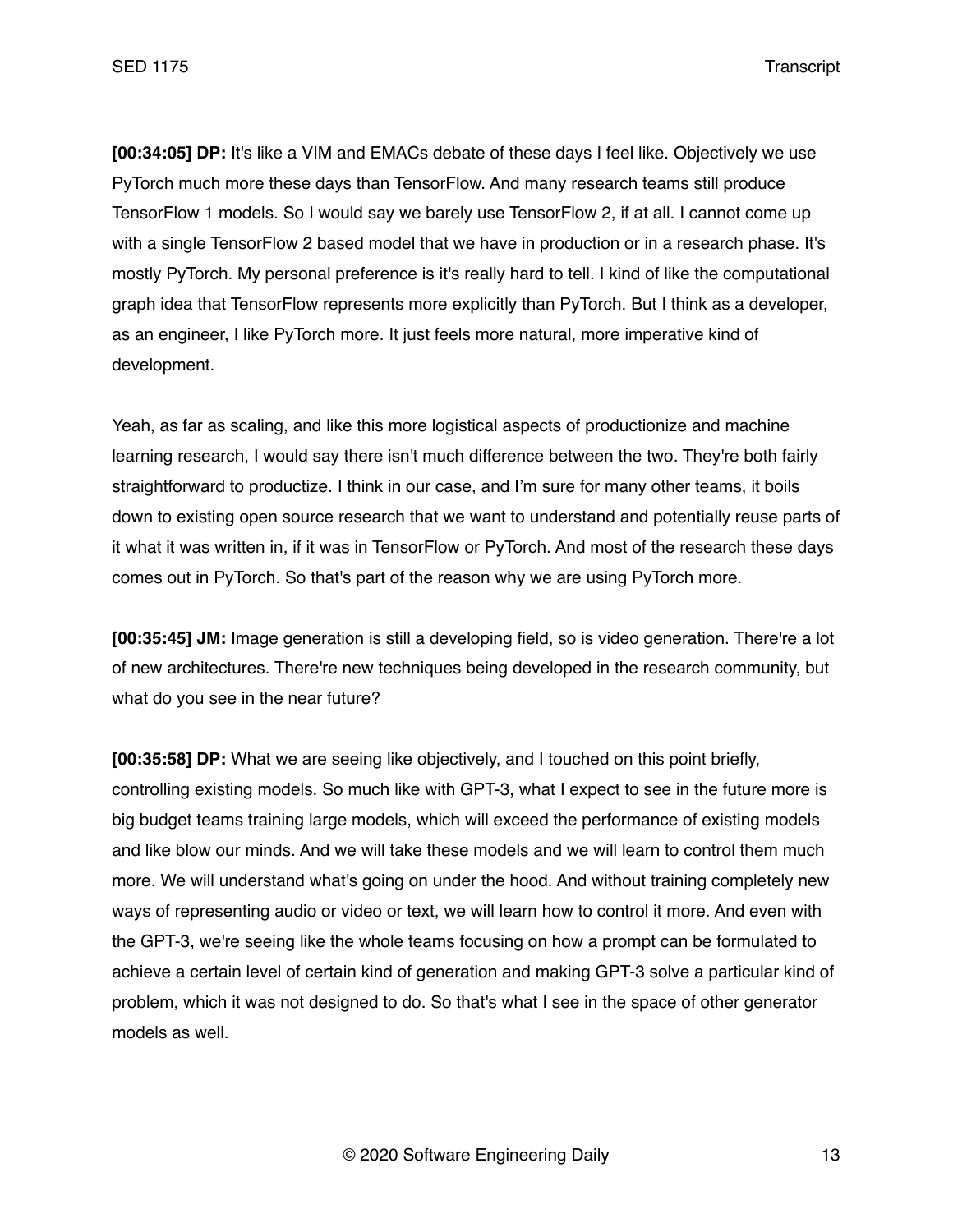**[00:34:05] DP:** It's like a VIM and EMACs debate of these days I feel like. Objectively we use PyTorch much more these days than TensorFlow. And many research teams still produce TensorFlow 1 models. So I would say we barely use TensorFlow 2, if at all. I cannot come up with a single TensorFlow 2 based model that we have in production or in a research phase. It's mostly PyTorch. My personal preference is it's really hard to tell. I kind of like the computational graph idea that TensorFlow represents more explicitly than PyTorch. But I think as a developer, as an engineer, I like PyTorch more. It just feels more natural, more imperative kind of development.

Yeah, as far as scaling, and like this more logistical aspects of productionize and machine learning research, I would say there isn't much difference between the two. They're both fairly straightforward to productize. I think in our case, and I'm sure for many other teams, it boils down to existing open source research that we want to understand and potentially reuse parts of it what it was written in, if it was in TensorFlow or PyTorch. And most of the research these days comes out in PyTorch. So that's part of the reason why we are using PyTorch more.

**[00:35:45] JM:** Image generation is still a developing field, so is video generation. There're a lot of new architectures. There're new techniques being developed in the research community, but what do you see in the near future?

**[00:35:58] DP:** What we are seeing like objectively, and I touched on this point briefly, controlling existing models. So much like with GPT-3, what I expect to see in the future more is big budget teams training large models, which will exceed the performance of existing models and like blow our minds. And we will take these models and we will learn to control them much more. We will understand what's going on under the hood. And without training completely new ways of representing audio or video or text, we will learn how to control it more. And even with the GPT-3, we're seeing like the whole teams focusing on how a prompt can be formulated to achieve a certain level of certain kind of generation and making GPT-3 solve a particular kind of problem, which it was not designed to do. So that's what I see in the space of other generator models as well.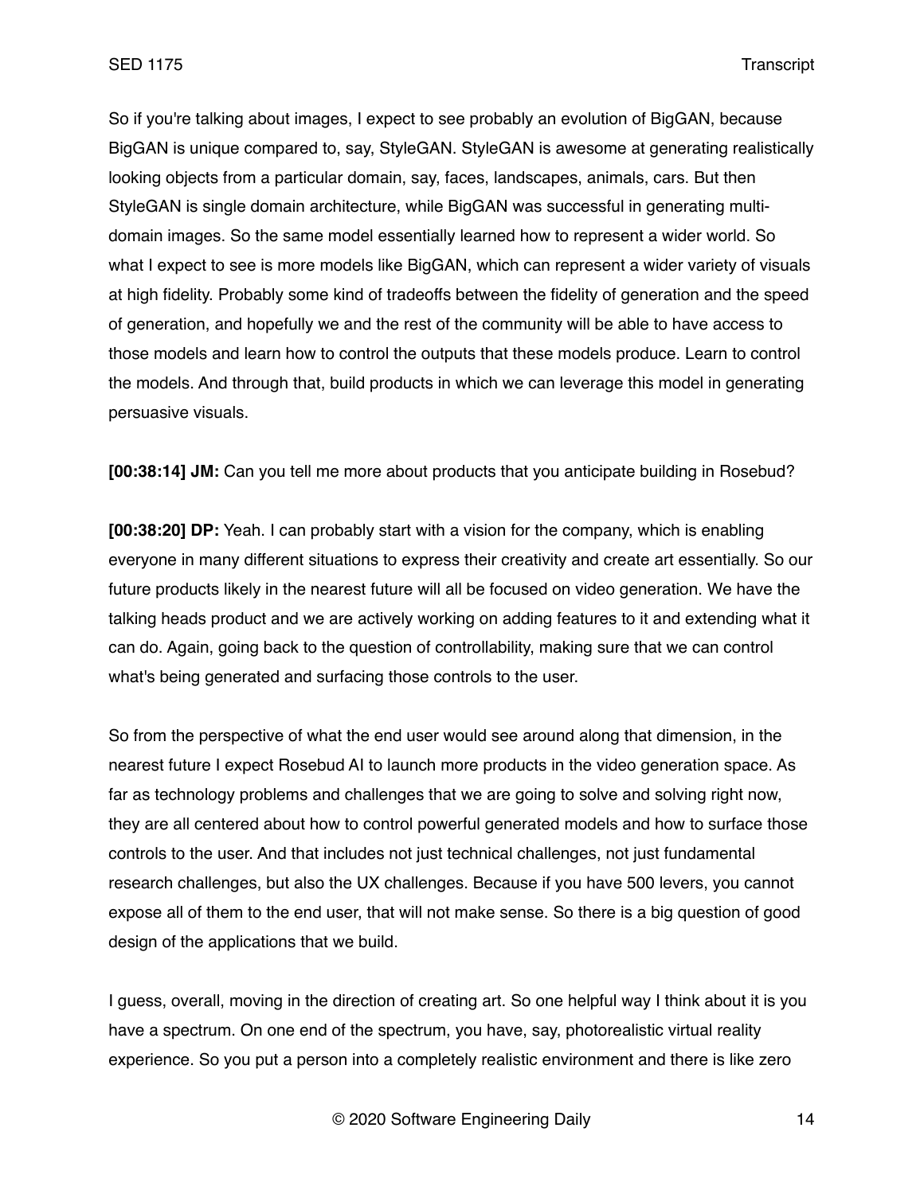So if you're talking about images, I expect to see probably an evolution of BigGAN, because BigGAN is unique compared to, say, StyleGAN. StyleGAN is awesome at generating realistically looking objects from a particular domain, say, faces, landscapes, animals, cars. But then StyleGAN is single domain architecture, while BigGAN was successful in generating multi-domain images. So the same model essentially learned how to represent a wider world. So what I expect to see is more models like BigGAN, which can represent a wider variety of visuals at high fidelity. Probably some kind of tradeoffs between the fidelity of generation and the speed of generation, and hopefully we and the rest of the community will be able to have access to those models and learn how to control the outputs that these models produce. Learn to control the models. And through that, build products in which we can leverage this model in generating persuasive visuals.

**[00:38:14] JM:** Can you tell me more about products that you anticipate building in Rosebud?

**[00:38:20] DP:** Yeah. I can probably start with a vision for the company, which is enabling everyone in many different situations to express their creativity and create art essentially. So our future products likely in the nearest future will all be focused on video generation. We have the talking heads product and we are actively working on adding features to it and extending what it can do. Again, going back to the question of controllability, making sure that we can control what's being generated and surfacing those controls to the user.

So from the perspective of what the end user would see around along that dimension, in the nearest future I expect Rosebud AI to launch more products in the video generation space. As far as technology problems and challenges that we are going to solve and solving right now, they are all centered about how to control powerful generated models and how to surface those controls to the user. And that includes not just technical challenges, not just fundamental research challenges, but also the UX challenges. Because if you have 500 levers, you cannot expose all of them to the end user, that will not make sense. So there is a big question of good design of the applications that we build.

I guess, overall, moving in the direction of creating art. So one helpful way I think about it is you have a spectrum. On one end of the spectrum, you have, say, photorealistic virtual reality experience. So you put a person into a completely realistic environment and there is like zero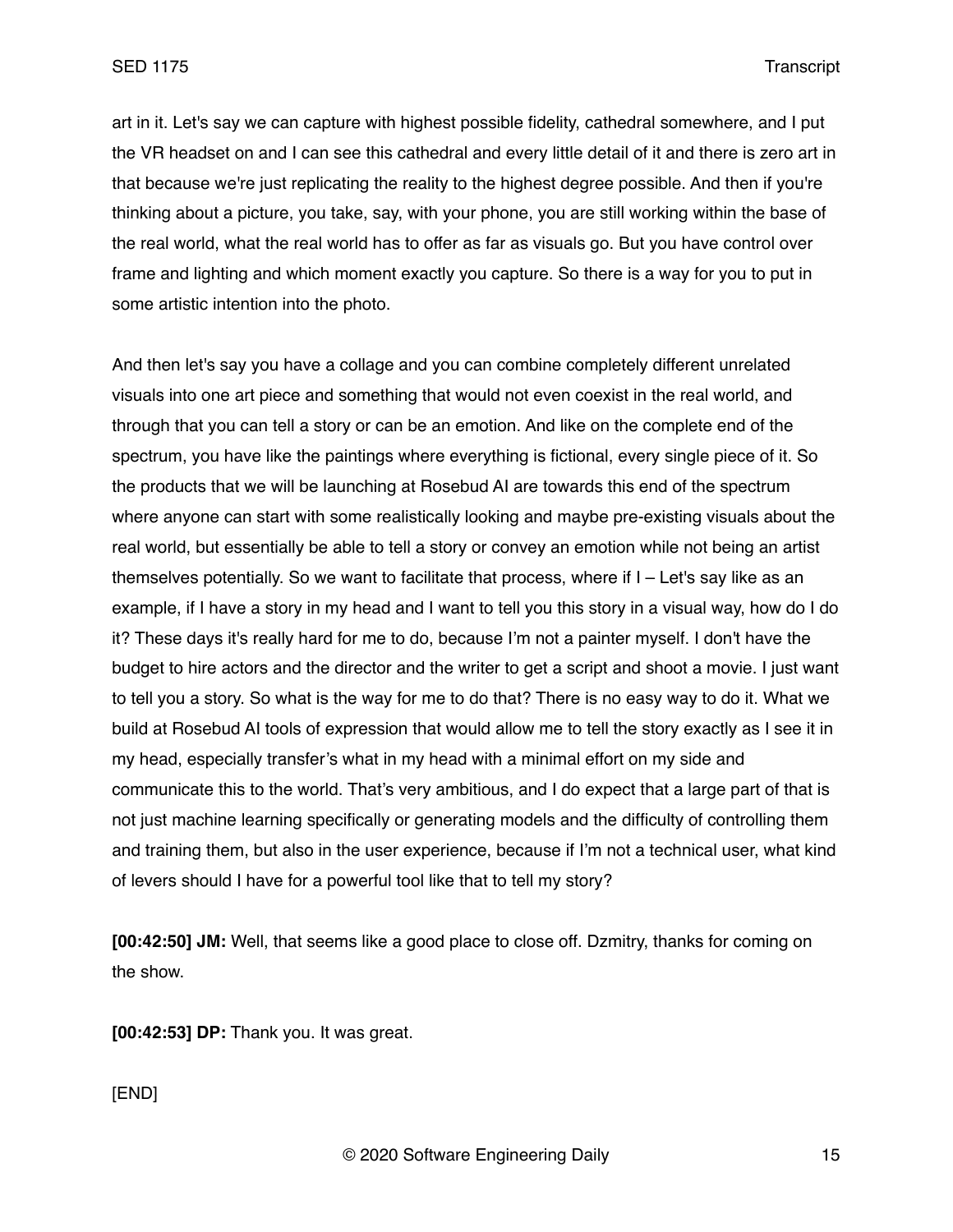art in it. Let's say we can capture with highest possible fidelity, cathedral somewhere, and I put the VR headset on and I can see this cathedral and every little detail of it and there is zero art in that because we're just replicating the reality to the highest degree possible. And then if you're thinking about a picture, you take, say, with your phone, you are still working within the base of the real world, what the real world has to offer as far as visuals go. But you have control over frame and lighting and which moment exactly you capture. So there is a way for you to put in some artistic intention into the photo.

And then let's say you have a collage and you can combine completely different unrelated visuals into one art piece and something that would not even coexist in the real world, and through that you can tell a story or can be an emotion. And like on the complete end of the spectrum, you have like the paintings where everything is fictional, every single piece of it. So the products that we will be launching at Rosebud AI are towards this end of the spectrum where anyone can start with some realistically looking and maybe pre-existing visuals about the real world, but essentially be able to tell a story or convey an emotion while not being an artist themselves potentially. So we want to facilitate that process, where if I – Let's say like as an example, if I have a story in my head and I want to tell you this story in a visual way, how do I do it? These days it's really hard for me to do, because I'm not a painter myself. I don't have the budget to hire actors and the director and the writer to get a script and shoot a movie. I just want to tell you a story. So what is the way for me to do that? There is no easy way to do it. What we build at Rosebud AI tools of expression that would allow me to tell the story exactly as I see it in my head, especially transfer's what in my head with a minimal effort on my side and communicate this to the world. That's very ambitious, and I do expect that a large part of that is not just machine learning specifically or generating models and the difficulty of controlling them and training them, but also in the user experience, because if I'm not a technical user, what kind of levers should I have for a powerful tool like that to tell my story?

**[00:42:50] JM:** Well, that seems like a good place to close off. Dzmitry, thanks for coming on the show.

**[00:42:53] DP:** Thank you. It was great.

[END]